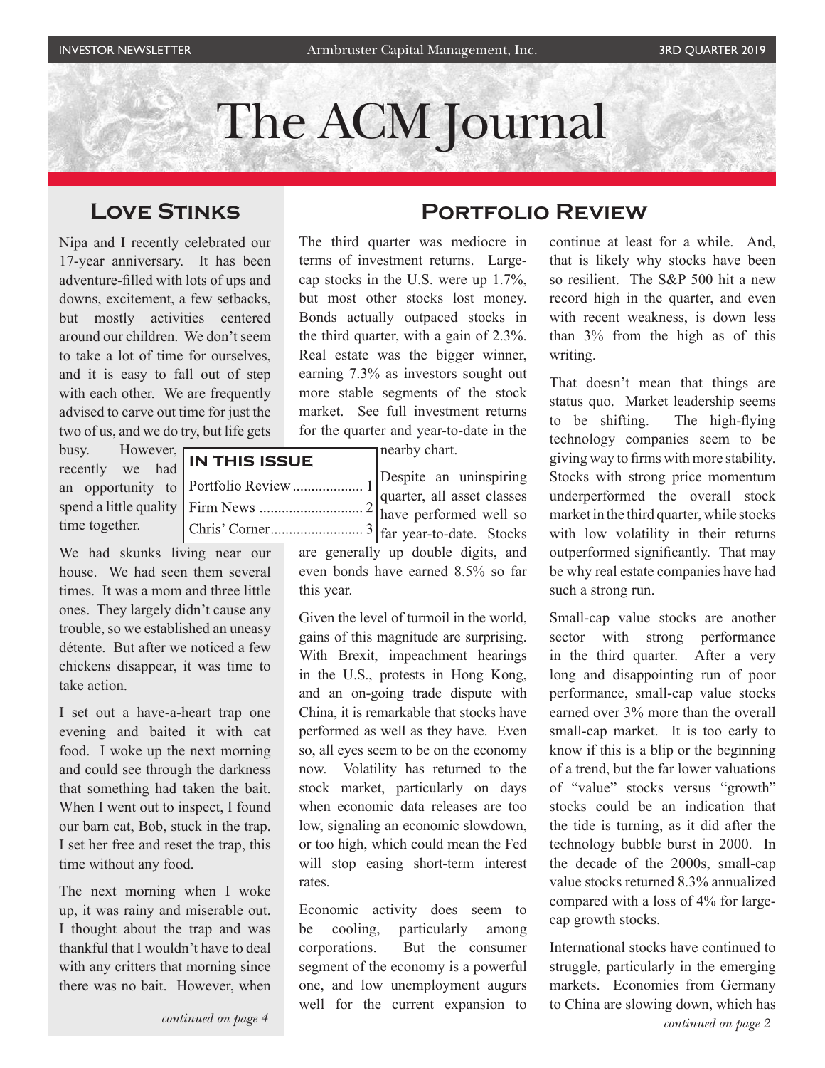# The ACM Journal

## Love Stinks

Nipa and I recently celebrated our 17-year anniversary. It has been adventure-filled with lots of ups and downs, excitement, a few setbacks, but mostly activities centered around our children. We don't seem to take a lot of time for ourselves, and it is easy to fall out of step with each other. We are frequently advised to carve out time for just the two of us, and we do try, but life gets busy. However, recently we had an opportunity to spend a little quality time together.

We had skunks living near our house. We had seen them several times. It was a mom and three little ones. They largely didn't cause any trouble, so we established an uneasy détente. But after we noticed a few chickens disappear, it was time to take action.

I set out a have-a-heart trap one evening and baited it with cat food. I woke up the next morning and could see through the darkness that something had taken the bait. When I went out to inspect, I found our barn cat, Bob, stuck in the trap. I set her free and reset the trap, this time without any food.

The next morning when I woke up, it was rainy and miserable out. I thought about the trap and was thankful that I wouldn't have to deal with any critters that morning since there was no bait. However, when

*continued on page 4*

**IN THIS ISSUE**

| | |
|---|---|
| Portfolio Review | 1 |
| Firm News | 2 |
| Chris' Corner | 3 |

## Portfolio Review

The third quarter was mediocre in terms of investment returns. Large-cap stocks in the U.S. were up 1.7%, but most other stocks lost money. Bonds actually outpaced stocks in the third quarter, with a gain of 2.3%. Real estate was the bigger winner, earning 7.3% as investors sought out more stable segments of the stock market. See full investment returns for the quarter and year-to-date in the nearby chart.

Despite an uninspiring quarter, all asset classes have performed well so far year-to-date. Stocks are generally up double digits, and even bonds have earned 8.5% so far this year.

Given the level of turmoil in the world, gains of this magnitude are surprising. With Brexit, impeachment hearings in the U.S., protests in Hong Kong, and an on-going trade dispute with China, it is remarkable that stocks have performed as well as they have. Even so, all eyes seem to be on the economy now. Volatility has returned to the stock market, particularly on days when economic data releases are too low, signaling an economic slowdown, or too high, which could mean the Fed will stop easing short-term interest rates.

Economic activity does seem to be cooling, particularly among corporations. But the consumer segment of the economy is a powerful one, and low unemployment augurs well for the current expansion to continue at least for a while. And, that is likely why stocks have been so resilient. The S&P 500 hit a new record high in the quarter, and even with recent weakness, is down less than 3% from the high as of this writing.

That doesn't mean that things are status quo. Market leadership seems to be shifting. The high-flying technology companies seem to be giving way to firms with more stability. Stocks with strong price momentum underperformed the overall stock market in the third quarter, while stocks with low volatility in their returns outperformed significantly. That may be why real estate companies have had such a strong run.

Small-cap value stocks are another sector with strong performance in the third quarter. After a very long and disappointing run of poor performance, small-cap value stocks earned over 3% more than the overall small-cap market. It is too early to know if this is a blip or the beginning of a trend, but the far lower valuations of "value" stocks versus "growth" stocks could be an indication that the tide is turning, as it did after the technology bubble burst in 2000. In the decade of the 2000s, small-cap value stocks returned 8.3% annualized compared with a loss of 4% for large-cap growth stocks.

International stocks have continued to struggle, particularly in the emerging markets. Economies from Germany to China are slowing down, which has

*continued on page 2*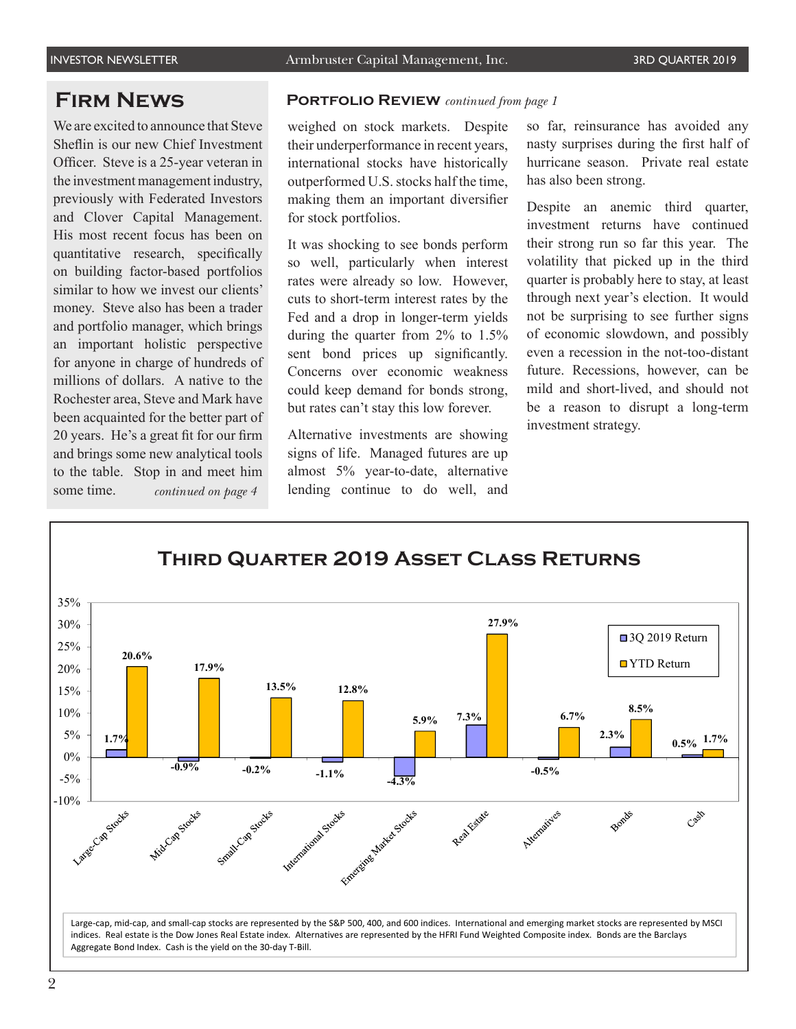## Firm News

We are excited to announce that Steve Sheflin is our new Chief Investment Officer. Steve is a 25-year veteran in the investment management industry, previously with Federated Investors and Clover Capital Management. His most recent focus has been on quantitative research, specifically on building factor-based portfolios similar to how we invest our clients' money. Steve also has been a trader and portfolio manager, which brings an important holistic perspective for anyone in charge of hundreds of millions of dollars. A native to the Rochester area, Steve and Mark have been acquainted for the better part of 20 years. He's a great fit for our firm and brings some new analytical tools to the table. Stop in and meet him some time. *continued on page 4*

## Portfolio Review *continued from page 1*

weighed on stock markets. Despite their underperformance in recent years, international stocks have historically outperformed U.S. stocks half the time, making them an important diversifier for stock portfolios.

It was shocking to see bonds perform so well, particularly when interest rates were already so low. However, cuts to short-term interest rates by the Fed and a drop in longer-term yields during the quarter from 2% to 1.5% sent bond prices up significantly. Concerns over economic weakness could keep demand for bonds strong, but rates can't stay this low forever.

Alternative investments are showing signs of life. Managed futures are up almost 5% year-to-date, alternative lending continue to do well, and so far, reinsurance has avoided any nasty surprises during the first half of hurricane season. Private real estate has also been strong.

Despite an anemic third quarter, investment returns have continued their strong run so far this year. The volatility that picked up in the third quarter is probably here to stay, at least through next year's election. It would not be surprising to see further signs of economic slowdown, and possibly even a recession in the not-too-distant future. Recessions, however, can be mild and short-lived, and should not be a reason to disrupt a long-term investment strategy.

## Third Quarter 2019 Asset Class Returns

| Asset Class | 3Q 2019 Return | YTD Return |
|---|---|---|
| Large-Cap Stocks | 1.7% | 20.6% |
| Mid-Cap Stocks | -0.9% | 17.9% |
| Small-Cap Stocks | -0.2% | 13.5% |
| International Stocks | -1.1% | 12.8% |
| Emerging Market Stocks | -4.3% | 5.9% |
| Real Estate | 7.3% | 27.9% |
| Alternatives | -0.5% | 6.7% |
| Bonds | 2.3% | 8.5% |
| Cash | 0.5% | 1.7% |

Large-cap, mid-cap, and small-cap stocks are represented by the S&P 500, 400, and 600 indices. International and emerging market stocks are represented by MSCI indices. Real estate is the Dow Jones Real Estate index. Alternatives are represented by the HFRI Fund Weighted Composite index. Bonds are the Barclays Aggregate Bond Index. Cash is the yield on the 30-day T-Bill.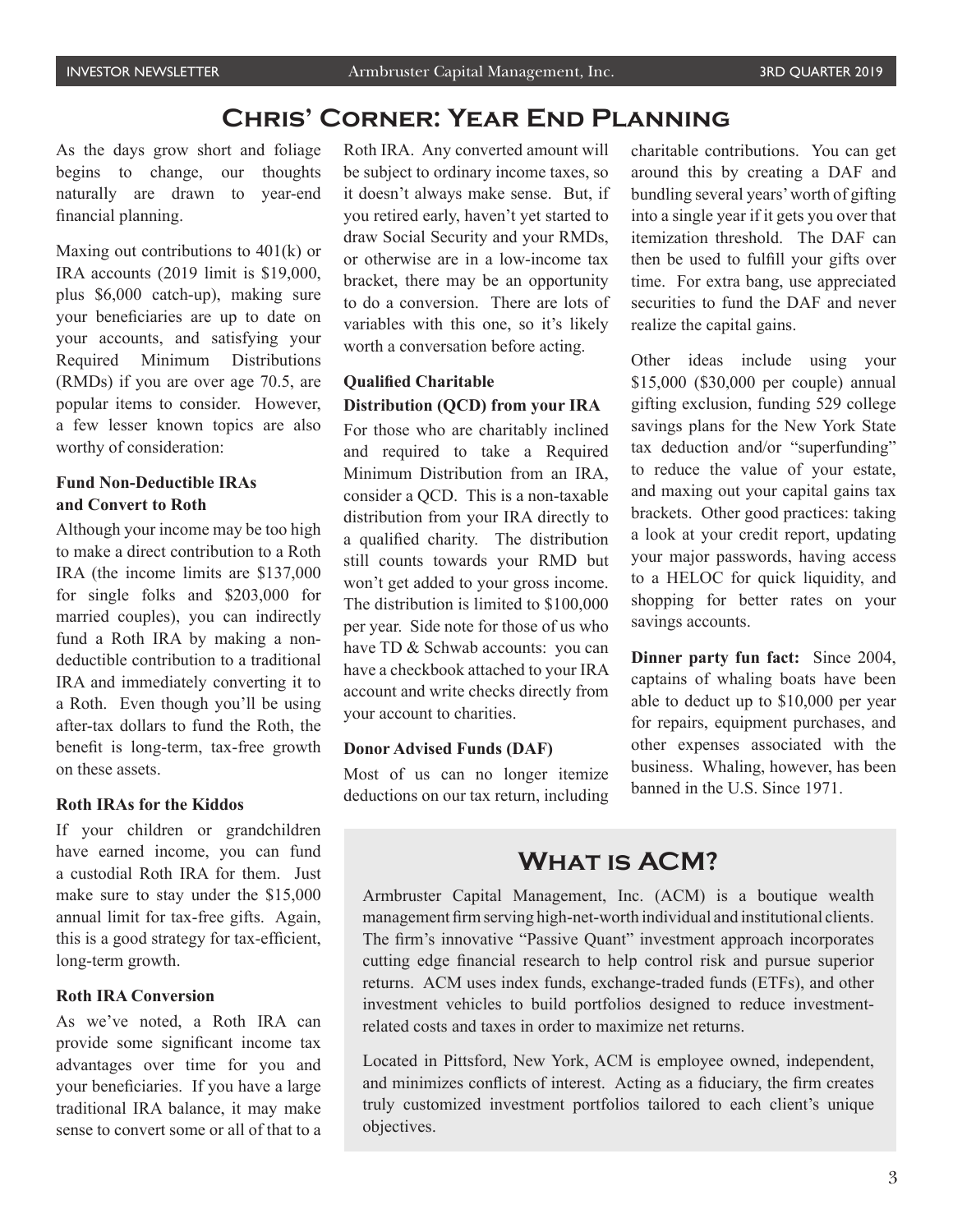# Chris' Corner: Year End Planning

As the days grow short and foliage begins to change, our thoughts naturally are drawn to year-end financial planning.

Maxing out contributions to 401(k) or IRA accounts (2019 limit is $19,000, plus $6,000 catch-up), making sure your beneficiaries are up to date on your accounts, and satisfying your Required Minimum Distributions (RMDs) if you are over age 70.5, are popular items to consider. However, a few lesser known topics are also worthy of consideration:

### Fund Non-Deductible IRAs and Convert to Roth

Although your income may be too high to make a direct contribution to a Roth IRA (the income limits are $137,000 for single folks and $203,000 for married couples), you can indirectly fund a Roth IRA by making a non-deductible contribution to a traditional IRA and immediately converting it to a Roth. Even though you'll be using after-tax dollars to fund the Roth, the benefit is long-term, tax-free growth on these assets.

### Roth IRAs for the Kiddos

If your children or grandchildren have earned income, you can fund a custodial Roth IRA for them. Just make sure to stay under the $15,000 annual limit for tax-free gifts. Again, this is a good strategy for tax-efficient, long-term growth.

### Roth IRA Conversion

As we've noted, a Roth IRA can provide some significant income tax advantages over time for you and your beneficiaries. If you have a large traditional IRA balance, it may make sense to convert some or all of that to a Roth IRA. Any converted amount will be subject to ordinary income taxes, so it doesn't always make sense. But, if you retired early, haven't yet started to draw Social Security and your RMDs, or otherwise are in a low-income tax bracket, there may be an opportunity to do a conversion. There are lots of variables with this one, so it's likely worth a conversation before acting.

### Qualified Charitable Distribution (QCD) from your IRA

For those who are charitably inclined and required to take a Required Minimum Distribution from an IRA, consider a QCD. This is a non-taxable distribution from your IRA directly to a qualified charity. The distribution still counts towards your RMD but won't get added to your gross income. The distribution is limited to $100,000 per year. Side note for those of us who have TD & Schwab accounts: you can have a checkbook attached to your IRA account and write checks directly from your account to charities.

### Donor Advised Funds (DAF)

Most of us can no longer itemize deductions on our tax return, including charitable contributions. You can get around this by creating a DAF and bundling several years' worth of gifting into a single year if it gets you over that itemization threshold. The DAF can then be used to fulfill your gifts over time. For extra bang, use appreciated securities to fund the DAF and never realize the capital gains.

Other ideas include using your $15,000 ($30,000 per couple) annual gifting exclusion, funding 529 college savings plans for the New York State tax deduction and/or "superfunding" to reduce the value of your estate, and maxing out your capital gains tax brackets. Other good practices: taking a look at your credit report, updating your major passwords, having access to a HELOC for quick liquidity, and shopping for better rates on your savings accounts.

**Dinner party fun fact:** Since 2004, captains of whaling boats have been able to deduct up to $10,000 per year for repairs, equipment purchases, and other expenses associated with the business. Whaling, however, has been banned in the U.S. Since 1971.

# What is ACM?

Armbruster Capital Management, Inc. (ACM) is a boutique wealth management firm serving high-net-worth individual and institutional clients. The firm's innovative "Passive Quant" investment approach incorporates cutting edge financial research to help control risk and pursue superior returns. ACM uses index funds, exchange-traded funds (ETFs), and other investment vehicles to build portfolios designed to reduce investment-related costs and taxes in order to maximize net returns.

Located in Pittsford, New York, ACM is employee owned, independent, and minimizes conflicts of interest. Acting as a fiduciary, the firm creates truly customized investment portfolios tailored to each client's unique objectives.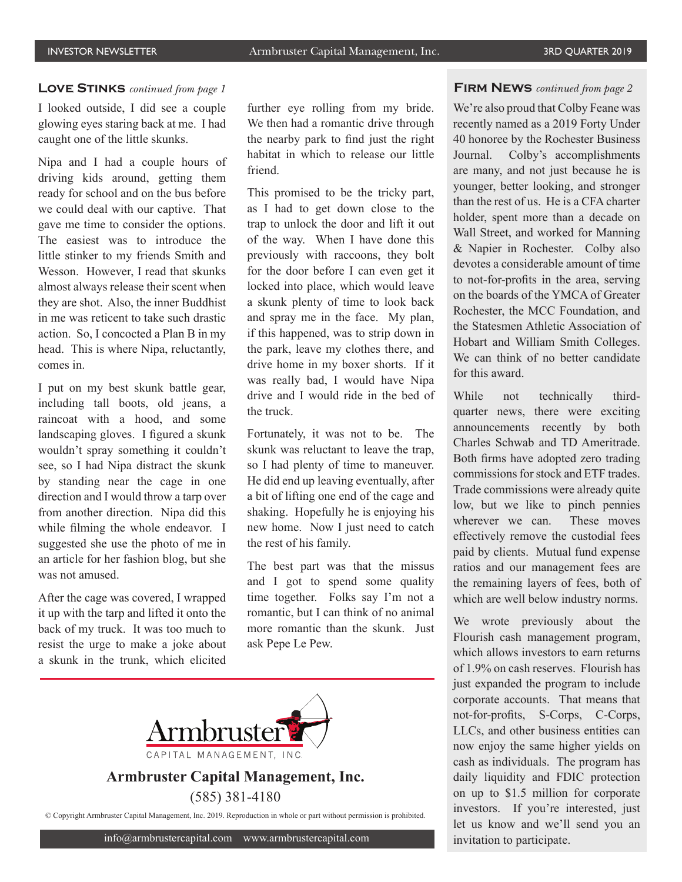## Love Stinks *continued from page 1*

I looked outside, I did see a couple glowing eyes staring back at me. I had caught one of the little skunks.

Nipa and I had a couple hours of driving kids around, getting them ready for school and on the bus before we could deal with our captive. That gave me time to consider the options. The easiest was to introduce the little stinker to my friends Smith and Wesson. However, I read that skunks almost always release their scent when they are shot. Also, the inner Buddhist in me was reticent to take such drastic action. So, I concocted a Plan B in my head. This is where Nipa, reluctantly, comes in.

I put on my best skunk battle gear, including tall boots, old jeans, a raincoat with a hood, and some landscaping gloves. I figured a skunk wouldn't spray something it couldn't see, so I had Nipa distract the skunk by standing near the cage in one direction and I would throw a tarp over from another direction. Nipa did this while filming the whole endeavor. I suggested she use the photo of me in an article for her fashion blog, but she was not amused.

After the cage was covered, I wrapped it up with the tarp and lifted it onto the back of my truck. It was too much to resist the urge to make a joke about a skunk in the trunk, which elicited further eye rolling from my bride. We then had a romantic drive through the nearby park to find just the right habitat in which to release our little friend.

This promised to be the tricky part, as I had to get down close to the trap to unlock the door and lift it out of the way. When I have done this previously with raccoons, they bolt for the door before I can even get it locked into place, which would leave a skunk plenty of time to look back and spray me in the face. My plan, if this happened, was to strip down in the park, leave my clothes there, and drive home in my boxer shorts. If it was really bad, I would have Nipa drive and I would ride in the bed of the truck.

Fortunately, it was not to be. The skunk was reluctant to leave the trap, so I had plenty of time to maneuver. He did end up leaving eventually, after a bit of lifting one end of the cage and shaking. Hopefully he is enjoying his new home. Now I just need to catch the rest of his family.

The best part was that the missus and I got to spend some quality time together. Folks say I'm not a romantic, but I can think of no animal more romantic than the skunk. Just ask Pepe Le Pew.

## Firm News *continued from page 2*

We're also proud that Colby Feane was recently named as a 2019 Forty Under 40 honoree by the Rochester Business Journal. Colby's accomplishments are many, and not just because he is younger, better looking, and stronger than the rest of us. He is a CFA charter holder, spent more than a decade on Wall Street, and worked for Manning & Napier in Rochester. Colby also devotes a considerable amount of time to not-for-profits in the area, serving on the boards of the YMCA of Greater Rochester, the MCC Foundation, and the Statesmen Athletic Association of Hobart and William Smith Colleges. We can think of no better candidate for this award.

While not technically third-quarter news, there were exciting announcements recently by both Charles Schwab and TD Ameritrade. Both firms have adopted zero trading commissions for stock and ETF trades. Trade commissions were already quite low, but we like to pinch pennies wherever we can. These moves effectively remove the custodial fees paid by clients. Mutual fund expense ratios and our management fees are the remaining layers of fees, both of which are well below industry norms.

We wrote previously about the Flourish cash management program, which allows investors to earn returns of 1.9% on cash reserves. Flourish has just expanded the program to include corporate accounts. That means that not-for-profits, S-Corps, C-Corps, LLCs, and other business entities can now enjoy the same higher yields on cash as individuals. The program has daily liquidity and FDIC protection on up to $1.5 million for corporate investors. If you're interested, just let us know and we'll send you an invitation to participate.

Armbruster CAPITAL MANAGEMENT, INC.

**Armbruster Capital Management, Inc.**

(585) 381-4180

© Copyright Armbruster Capital Management, Inc. 2019. Reproduction in whole or part without permission is prohibited.

info@armbrustercapital.com www.armbrustercapital.com